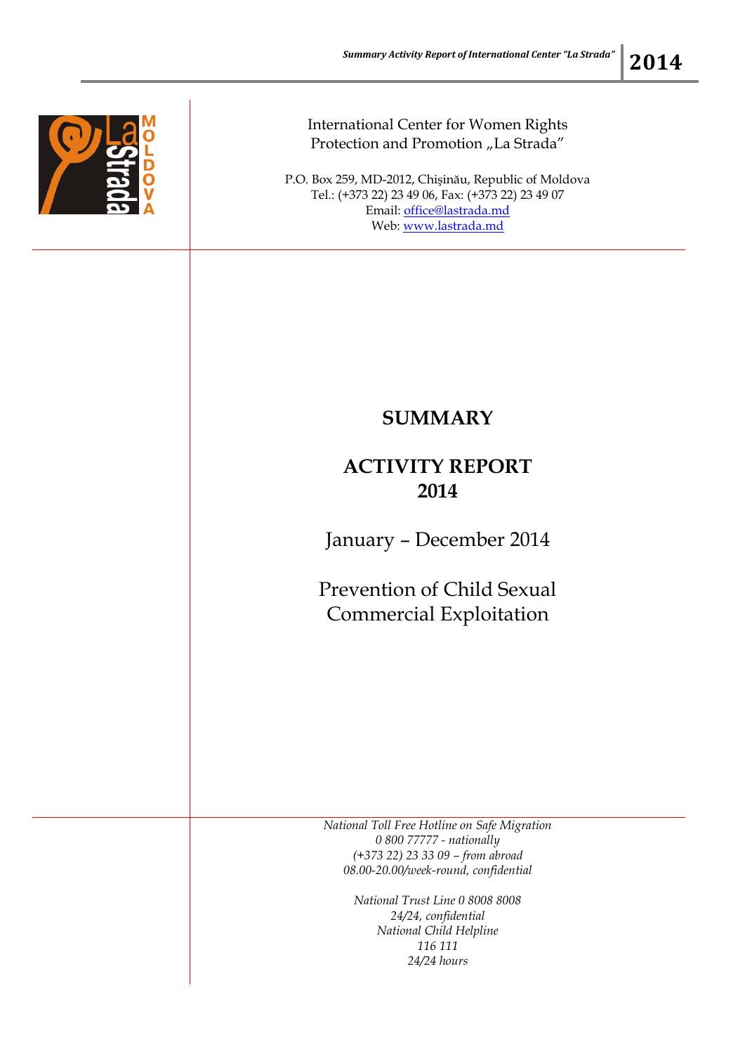International Center for Women Rights Protection and Promotion „La Strada"

P.O. Box 259, MD-2012, Chişinău, Republic of Moldova
Tel.: (+373 22) 23 49 06, Fax: (+373 22) 23 49 07
Email: office@lastrada.md
Web: www.lastrada.md

# SUMMARY

# ACTIVITY REPORT 2014

January – December 2014

Prevention of Child Sexual Commercial Exploitation

*National Toll Free Hotline on Safe Migration*
*0 800 77777 - nationally*
*(+373 22) 23 33 09 – from abroad*
*08.00-20.00/week-round, confidential*

*National Trust Line 0 8008 8008*
*24/24, confidential*
*National Child Helpline*
*116 111*
*24/24 hours*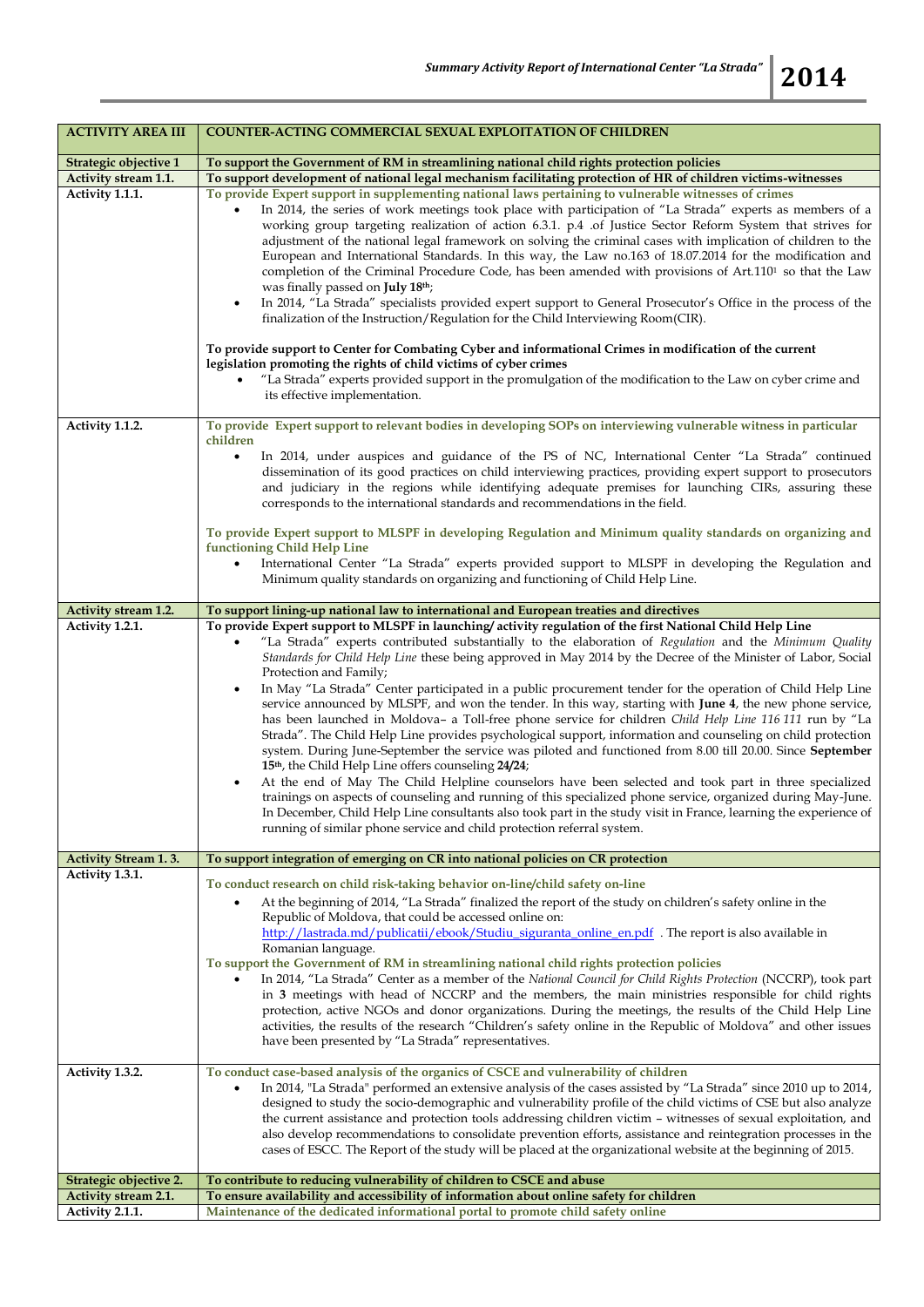| ACTIVITY AREA III | COUNTER-ACTING COMMERCIAL SEXUAL EXPLOITATION OF CHILDREN |
|---|---|
| Strategic objective 1 | To support the Government of RM in streamlining national child rights protection policies |
| Activity stream 1.1. | To support development of national legal mechanism facilitating protection of HR of children victims-witnesses |
| Activity 1.1.1. | **To provide Expert support in supplementing national laws pertaining to vulnerable witnesses of crimes**<br>• In 2014, the series of work meetings took place with participation of "La Strada" experts as members of a working group targeting realization of action 6.3.1. p.4 .of Justice Sector Reform System that strives for adjustment of the national legal framework on solving the criminal cases with implication of children to the European and International Standards. In this way, the Law no.163 of 18.07.2014 for the modification and completion of the Criminal Procedure Code, has been amended with provisions of Art.110[1] so that the Law was finally passed on **July 18th**;<br>• In 2014, "La Strada" specialists provided expert support to General Prosecutor's Office in the process of the finalization of the Instruction/Regulation for the Child Interviewing Room(CIR).<br><br>**To provide support to Center for Combating Cyber and informational Crimes in modification of the current legislation promoting the rights of child victims of cyber crimes**<br>• "La Strada" experts provided support in the promulgation of the modification to the Law on cyber crime and its effective implementation. |
| Activity 1.1.2. | **To provide Expert support to relevant bodies in developing SOPs on interviewing vulnerable witness in particular children**<br>• In 2014, under auspices and guidance of the PS of NC, International Center "La Strada" continued dissemination of its good practices on child interviewing practices, providing expert support to prosecutors and judiciary in the regions while identifying adequate premises for launching CIRs, assuring these corresponds to the international standards and recommendations in the field.<br><br>**To provide Expert support to MLSPF in developing Regulation and Minimum quality standards on organizing and functioning Child Help Line**<br>• International Center "La Strada" experts provided support to MLSPF in developing the Regulation and Minimum quality standards on organizing and functioning of Child Help Line. |
| Activity stream 1.2. | To support lining-up national law to international and European treaties and directives |
| Activity 1.2.1. | **To provide Expert support to MLSPF in launching/ activity regulation of the first National Child Help Line**<br>• "La Strada" experts contributed substantially to the elaboration of *Regulation* and the *Minimum Quality Standards for Child Help Line* these being approved in May 2014 by the Decree of the Minister of Labor, Social Protection and Family;<br>• In May "La Strada" Center participated in a public procurement tender for the operation of Child Help Line service announced by MLSPF, and won the tender. In this way, starting with **June 4**, the new phone service, has been launched in Moldova– a Toll-free phone service for children *Child Help Line 116 111* run by "La Strada". The Child Help Line provides psychological support, information and counseling on child protection system. During June-September the service was piloted and functioned from 8.00 till 20.00. Since **September 15th**, the Child Help Line offers counseling **24/24**;<br>• At the end of May The Child Helpline counselors have been selected and took part in three specialized trainings on aspects of counseling and running of this specialized phone service, organized during May-June. In December, Child Help Line consultants also took part in the study visit in France, learning the experience of running of similar phone service and child protection referral system. |
| Activity Stream 1. 3. | To support integration of emerging on CR into national policies on CR protection |
| Activity 1.3.1. | **To conduct research on child risk-taking behavior on-line/child safety on-line**<br>• At the beginning of 2014, "La Strada" finalized the report of the study on children's safety online in the Republic of Moldova, that could be accessed online on: http://lastrada.md/publicatii/ebook/Studiu_siguranta_online_en.pdf . The report is also available in Romanian language.<br>**To support the Government of RM in streamlining national child rights protection policies**<br>• In 2014, "La Strada" Center as a member of the *National Council for Child Rights Protection* (NCCRP), took part in **3** meetings with head of NCCRP and the members, the main ministries responsible for child rights protection, active NGOs and donor organizations. During the meetings, the results of the Child Help Line activities, the results of the research "Children's safety online in the Republic of Moldova" and other issues have been presented by "La Strada" representatives. |
| Activity 1.3.2. | **To conduct case-based analysis of the organics of CSCE and vulnerability of children**<br>• In 2014, "La Strada" performed an extensive analysis of the cases assisted by "La Strada" since 2010 up to 2014, designed to study the socio-demographic and vulnerability profile of the child victims of CSE but also analyze the current assistance and protection tools addressing children victim – witnesses of sexual exploitation, and also develop recommendations to consolidate prevention efforts, assistance and reintegration processes in the cases of ESCC. The Report of the study will be placed at the organizational website at the beginning of 2015. |
| Strategic objective 2. | To contribute to reducing vulnerability of children to CSCE and abuse |
| Activity stream 2.1. | To ensure availability and accessibility of information about online safety for children |
| Activity 2.1.1. | **Maintenance of the dedicated informational portal to promote child safety online** |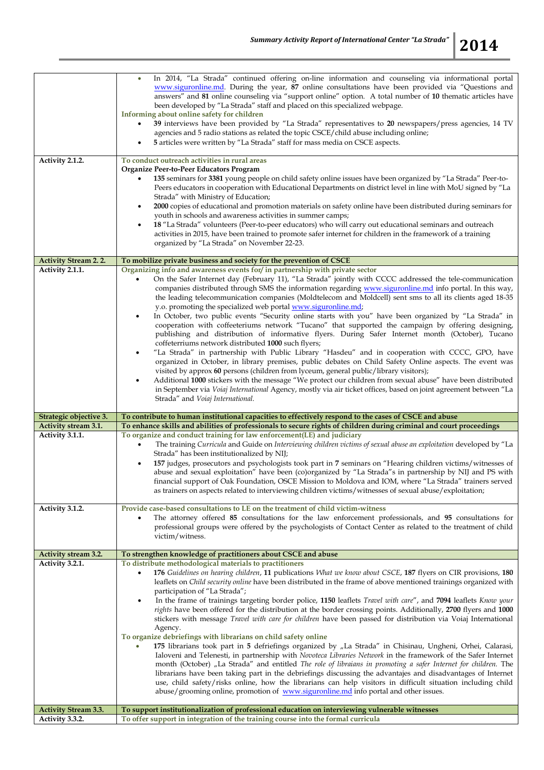| | |
|---|---|
| | • In 2014, "La Strada" continued offering on-line information and counseling via informational portal www.siguronline.md. During the year, **87** online consultations have been provided via "Questions and answers" and **81** online counseling via "support online" option. A total number of **10** thematic articles have been developed by "La Strada" staff and placed on this specialized webpage.<br>**Informing about online safety for children**<br>• **39** interviews have been provided by "La Strada" representatives to **20** newspapers/press agencies, 14 TV agencies and 5 radio stations as related the topic CSCE/child abuse including online;<br>• **5** articles were written by "La Strada" staff for mass media on CSCE aspects. |
| **Activity 2.1.2.** | **To conduct outreach activities in rural areas**<br>**Organize Peer-to-Peer Educators Program**<br>• **135** seminars for **3381** young people on child safety online issues have been organized by "La Strada" Peer-to-Peers educators in cooperation with Educational Departments on district level in line with MoU signed by "La Strada" with Ministry of Education;<br>• **2000** copies of educational and promotion materials on safety online have been distributed during seminars for youth in schools and awareness activities in summer camps;<br>• **18** "La Strada" volunteers (Peer-to-peer educators) who will carry out educational seminars and outreach activities in 2015, have been trained to promote safer internet for children in the framework of a training organized by "La Strada" on November 22-23. |
| **Activity Stream 2. 2.** | **To mobilize private business and society for the prevention of CSCE** |
| **Activity 2.1.1.** | **Organizing info and awareness events for/ in partnership with private sector**<br>• On the Safer Internet day (February 11), "La Strada" jointly with CCCC addressed the tele-communication companies distributed through SMS the information regarding www.siguronline.md info portal. In this way, the leading telecommunication companies (Moldtelecom and Moldcell) sent sms to all its clients aged 18-35 y.o. promoting the specialized web portal www.siguronline.md;<br>• In October, two public events "Security online starts with you" have been organized by "La Strada" in cooperation with coffeeteriums network "Tucano" that supported the campaign by offering designing, publishing and distribution of informative flyers. During Safer Internet month (October), Tucano coffeterriums network distributed **1000** such flyers;<br>• "La Strada" in partnership with Public Library "Hasdeu" and in cooperation with CCCC, GPO, have organized in October, in library premises, public debates on Child Safety Online aspects. The event was visited by approx **60** persons (children from lyceum, general public/library visitors);<br>• Additional **1000** stickers with the message "We protect our children from sexual abuse" have been distributed in September via *Voiaj International* Agency, mostly via air ticket offices, based on joint agreement between "La Strada" and *Voiaj International*. |
| **Strategic objective 3.** | **To contribute to human institutional capacities to effectively respond to the cases of CSCE and abuse** |
| **Activity stream 3.1.** | **To enhance skills and abilities of professionals to secure rights of children during criminal and court proceedings** |
| **Activity 3.1.1.** | **To organize and conduct training for law enforcement(LE) and judiciary**<br>• The training *Curricula* and Guide on *Interviewing children victims of sexual abuse an exploitation* developed by "La Strada" has been institutionalized by NIJ;<br>• **157** judges, prosecutors and psychologists took part in **7** seminars on "Hearing children victims/witnesses of abuse and sexual exploitation" have been (co)organized by "La Strada"s in partnership by NIJ and PS with financial support of Oak Foundation, OSCE Mission to Moldova and IOM, where "La Strada" trainers served as trainers on aspects related to interviewing children victims/witnesses of sexual abuse/exploitation; |
| **Activity 3.1.2.** | **Provide case-based consultations to LE on the treatment of child victim-witness**<br>• The attorney offered **85** consultations for the law enforcement professionals, and **95** consultations for professional groups were offered by the psychologists of Contact Center as related to the treatment of child victim/witness. |
| **Activity stream 3.2.** | **To strengthen knowledge of practitioners about CSCE and abuse** |
| **Activity 3.2.1.** | **To distribute methodological materials to practitioners**<br>• **176** *Guidelines on hearing children*, **11** publications *What we know about CSCE*, **187** flyers on CIR provisions, **180** leaflets on *Child security online* have been distributed in the frame of above mentioned trainings organized with participation of "La Strada";<br>• In the frame of trainings targeting border police, **1150** leaflets *Travel with care*", and **7094** leaflets *Know your rights* have been offered for the distribution at the border crossing points. Additionally, **2700** flyers and **1000** stickers with message *Travel with care for children* have been passed for distribution via Voiaj International Agency.<br>**To organize debriefings with librarians on child safety online**<br>• **175** librarians took part in **5** defriefings organized by „La Strada" in Chisinau, Ungheni, Orhei, Calarasi, Ialoveni and Telenesti, in partnership with *Novoteca Libraries Network* in the framework of the Safer Internet month (October) „La Strada" and entitled *The role of libraians in promoting a safer Internet for children*. The librarians have been taking part in the debriefings discussing the advantajes and disadvantages of Internet use, child safety/risks online, how the librarians can help visitors in difficult situation including child abuse/grooming online, promotion of www.siguronline.md info portal and other issues. |
| **Activity Stream 3.3.** | **To support institutionalization of professional education on interviewing vulnerable witnesses** |
| **Activity 3.3.2.** | **To offer support in integration of the training course into the formal curricula** |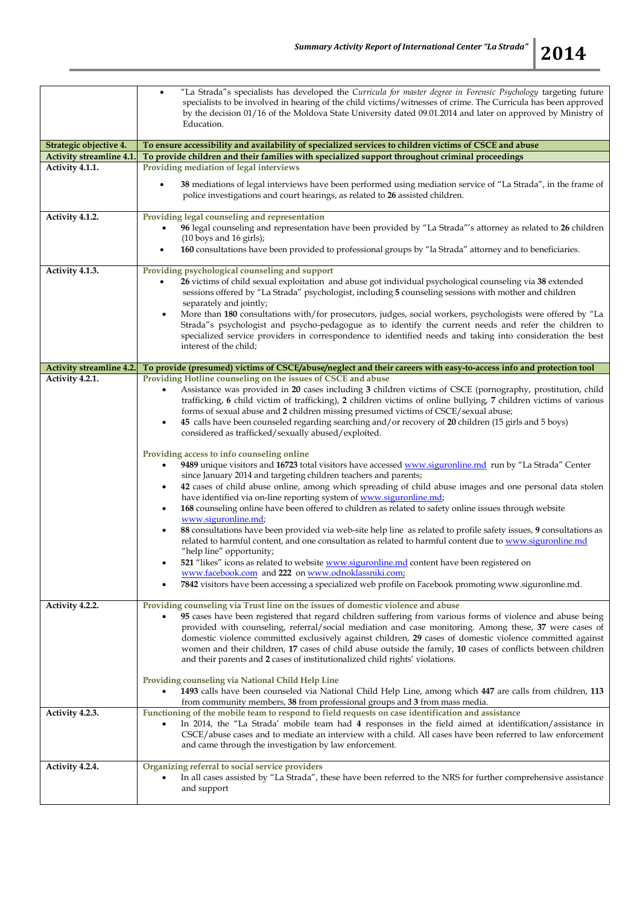| | |
|---|---|
| | • "La Strada"s specialists has developed the *Curricula for master degree in Forensic Psychology* targeting future specialists to be involved in hearing of the child victims/witnesses of crime. The Curricula has been approved by the decision 01/16 of the Moldova State University dated 09.01.2014 and later on approved by Ministry of Education. |
| **Strategic objective 4.** | **To ensure accessibility and availability of specialized services to children victims of CSCE and abuse** |
| **Activity streamline 4.1.** | **To provide children and their families with specialized support throughout criminal proceedings** |
| **Activity 4.1.1.** | **Providing mediation of legal interviews**<br>• **38** mediations of legal interviews have been performed using mediation service of "La Strada", in the frame of police investigations and court hearings, as related to **26** assisted children. |
| **Activity 4.1.2.** | **Providing legal counseling and representation**<br>• **96** legal counseling and representation have been provided by "La Strada"'s attorney as related to **26** children (10 boys and 16 girls);<br>• **160** consultations have been provided to professional groups by "la Strada" attorney and to beneficiaries. |
| **Activity 4.1.3.** | **Providing psychological counseling and support**<br>• **26** victims of child sexual exploitation and abuse got individual psychological counseling via **38** extended sessions offered by "La Strada" psychologist, including **5** counseling sessions with mother and children separately and jointly;<br>• More than **180** consultations with/for prosecutors, judges, social workers, psychologists were offered by "La Strada"s psychologist and psycho-pedagogue as to identify the current needs and refer the children to specialized service providers in correspondence to identified needs and taking into consideration the best interest of the child; |
| **Activity streamline 4.2.** | **To provide (presumed) victims of CSCE/abuse/neglect and their careers with easy-to-access info and protection tool** |
| **Activity 4.2.1.** | **Providing Hotline counseling on the issues of CSCE and abuse**<br>• Assistance was provided in **20** cases including **3** children victims of CSCE (pornography, prostitution, child trafficking, **6** child victim of trafficking), **2** children victims of online bullying, **7** children victims of various forms of sexual abuse and **2** children missing presumed victims of CSCE/sexual abuse;<br>• **45** calls have been counseled regarding searching and/or recovery of **20** children (15 girls and 5 boys) considered as trafficked/sexually abused/exploited.<br><br>**Providing access to info counseling online**<br>• **9489** unique visitors and **16723** total visitors have accessed www.siguronline.md run by "La Strada" Center since January 2014 and targeting children teachers and parents;<br>• **42** cases of child abuse online, among which spreading of child abuse images and one personal data stolen have identified via on-line reporting system of www.siguronline.md;<br>• **168** counseling online have been offered to children as related to safety online issues through website www.siguronline.md;<br>• **88** consultations have been provided via web-site help line as related to profile safety issues, **9** consultations as related to harmful content, and one consultation as related to harmful content due to www.siguronline.md "help line" opportunity;<br>• **521** "likes" icons as related to website www.siguronline.md content have been registered on www.facebook.com and **222** on www.odnoklassniki.com;<br>• **7842** visitors have been accessing a specialized web profile on Facebook promoting www.siguronline.md. |
| **Activity 4.2.2.** | **Providing counseling via Trust line on the issues of domestic violence and abuse**<br>• **95** cases have been registered that regard children suffering from various forms of violence and abuse being provided with counseling, referral/social mediation and case monitoring. Among these, **37** were cases of domestic violence committed exclusively against children, **29** cases of domestic violence committed against women and their children, **17** cases of child abuse outside the family, **10** cases of conflicts between children and their parents and **2** cases of institutionalized child rights' violations.<br><br>**Providing counseling via National Child Help Line**<br>• **1493** calls have been counseled via National Child Help Line, among which **447** are calls from children, **113** from community members, **38** from professional groups and **3** from mass media. |
| **Activity 4.2.3.** | **Functioning of the mobile team to respond to field requests on case identification and assistance**<br>• In 2014, the "La Strada' mobile team had **4** responses in the field aimed at identification/assistance in CSCE/abuse cases and to mediate an interview with a child. All cases have been referred to law enforcement and came through the investigation by law enforcement. |
| **Activity 4.2.4.** | **Organizing referral to social service providers**<br>• In all cases assisted by "La Strada", these have been referred to the NRS for further comprehensive assistance and support |